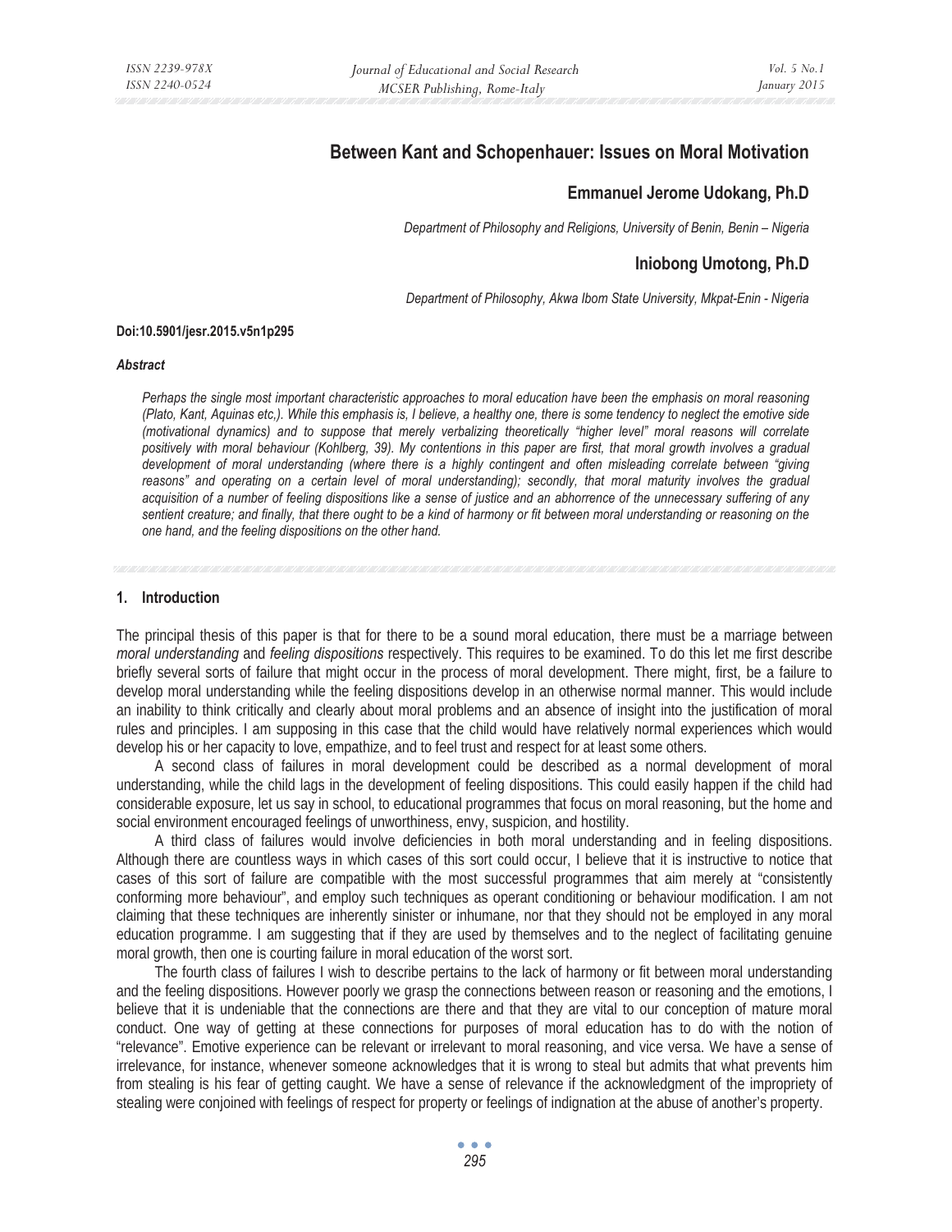# Between Kant and Schopenhauer: Issues on Moral Motivation

**Emmanuel Jerome Udokang, Ph.D**

*Department of Philosophy and Religions, University of Benin, Benin – Nigeria*

**Iniobong Umotong, Ph.D**

*Department of Philosophy, Akwa Ibom State University, Mkpat-Enin - Nigeria*

**Doi:10.5901/jesr.2015.v5n1p295**

***Abstract***

*Perhaps the single most important characteristic approaches to moral education have been the emphasis on moral reasoning (Plato, Kant, Aquinas etc,). While this emphasis is, I believe, a healthy one, there is some tendency to neglect the emotive side (motivational dynamics) and to suppose that merely verbalizing theoretically "higher level" moral reasons will correlate positively with moral behaviour (Kohlberg, 39). My contentions in this paper are first, that moral growth involves a gradual development of moral understanding (where there is a highly contingent and often misleading correlate between "giving reasons" and operating on a certain level of moral understanding); secondly, that moral maturity involves the gradual acquisition of a number of feeling dispositions like a sense of justice and an abhorrence of the unnecessary suffering of any sentient creature; and finally, that there ought to be a kind of harmony or fit between moral understanding or reasoning on the one hand, and the feeling dispositions on the other hand.*

## 1. Introduction

The principal thesis of this paper is that for there to be a sound moral education, there must be a marriage between *moral understanding* and *feeling dispositions* respectively. This requires to be examined. To do this let me first describe briefly several sorts of failure that might occur in the process of moral development. There might, first, be a failure to develop moral understanding while the feeling dispositions develop in an otherwise normal manner. This would include an inability to think critically and clearly about moral problems and an absence of insight into the justification of moral rules and principles. I am supposing in this case that the child would have relatively normal experiences which would develop his or her capacity to love, empathize, and to feel trust and respect for at least some others.

A second class of failures in moral development could be described as a normal development of moral understanding, while the child lags in the development of feeling dispositions. This could easily happen if the child had considerable exposure, let us say in school, to educational programmes that focus on moral reasoning, but the home and social environment encouraged feelings of unworthiness, envy, suspicion, and hostility.

A third class of failures would involve deficiencies in both moral understanding and in feeling dispositions. Although there are countless ways in which cases of this sort could occur, I believe that it is instructive to notice that cases of this sort of failure are compatible with the most successful programmes that aim merely at "consistently conforming more behaviour", and employ such techniques as operant conditioning or behaviour modification. I am not claiming that these techniques are inherently sinister or inhumane, nor that they should not be employed in any moral education programme. I am suggesting that if they are used by themselves and to the neglect of facilitating genuine moral growth, then one is courting failure in moral education of the worst sort.

The fourth class of failures I wish to describe pertains to the lack of harmony or fit between moral understanding and the feeling dispositions. However poorly we grasp the connections between reason or reasoning and the emotions, I believe that it is undeniable that the connections are there and that they are vital to our conception of mature moral conduct. One way of getting at these connections for purposes of moral education has to do with the notion of "relevance". Emotive experience can be relevant or irrelevant to moral reasoning, and vice versa. We have a sense of irrelevance, for instance, whenever someone acknowledges that it is wrong to steal but admits that what prevents him from stealing is his fear of getting caught. We have a sense of relevance if the acknowledgment of the impropriety of stealing were conjoined with feelings of respect for property or feelings of indignation at the abuse of another's property.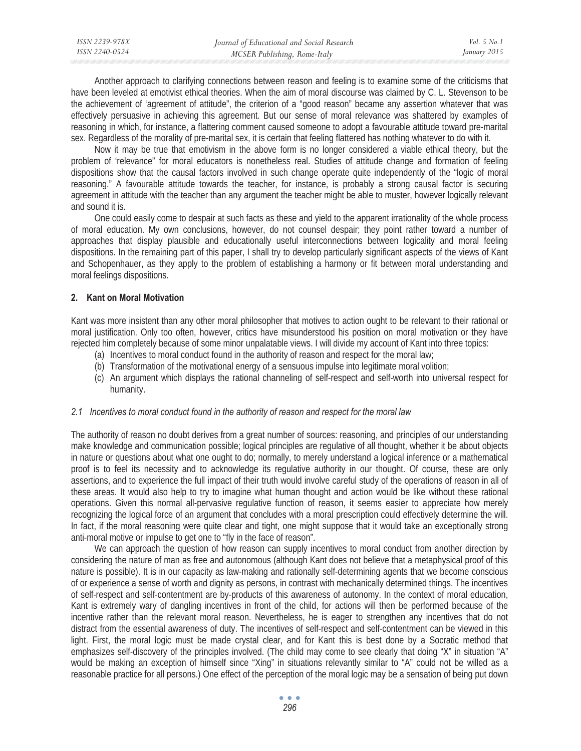Another approach to clarifying connections between reason and feeling is to examine some of the criticisms that have been leveled at emotivist ethical theories. When the aim of moral discourse was claimed by C. L. Stevenson to be the achievement of 'agreement of attitude", the criterion of a "good reason" became any assertion whatever that was effectively persuasive in achieving this agreement. But our sense of moral relevance was shattered by examples of reasoning in which, for instance, a flattering comment caused someone to adopt a favourable attitude toward pre-marital sex. Regardless of the morality of pre-marital sex, it is certain that feeling flattered has nothing whatever to do with it.

Now it may be true that emotivism in the above form is no longer considered a viable ethical theory, but the problem of 'relevance" for moral educators is nonetheless real. Studies of attitude change and formation of feeling dispositions show that the causal factors involved in such change operate quite independently of the "logic of moral reasoning." A favourable attitude towards the teacher, for instance, is probably a strong causal factor is securing agreement in attitude with the teacher than any argument the teacher might be able to muster, however logically relevant and sound it is.

One could easily come to despair at such facts as these and yield to the apparent irrationality of the whole process of moral education. My own conclusions, however, do not counsel despair; they point rather toward a number of approaches that display plausible and educationally useful interconnections between logicality and moral feeling dispositions. In the remaining part of this paper, I shall try to develop particularly significant aspects of the views of Kant and Schopenhauer, as they apply to the problem of establishing a harmony or fit between moral understanding and moral feelings dispositions.

## 2. Kant on Moral Motivation

Kant was more insistent than any other moral philosopher that motives to action ought to be relevant to their rational or moral justification. Only too often, however, critics have misunderstood his position on moral motivation or they have rejected him completely because of some minor unpalatable views. I will divide my account of Kant into three topics:

(a) Incentives to moral conduct found in the authority of reason and respect for the moral law;
(b) Transformation of the motivational energy of a sensuous impulse into legitimate moral volition;
(c) An argument which displays the rational channeling of self-respect and self-worth into universal respect for humanity.

### *2.1 Incentives to moral conduct found in the authority of reason and respect for the moral law*

The authority of reason no doubt derives from a great number of sources: reasoning, and principles of our understanding make knowledge and communication possible; logical principles are regulative of all thought, whether it be about objects in nature or questions about what one ought to do; normally, to merely understand a logical inference or a mathematical proof is to feel its necessity and to acknowledge its regulative authority in our thought. Of course, these are only assertions, and to experience the full impact of their truth would involve careful study of the operations of reason in all of these areas. It would also help to try to imagine what human thought and action would be like without these rational operations. Given this normal all-pervasive regulative function of reason, it seems easier to appreciate how merely recognizing the logical force of an argument that concludes with a moral prescription could effectively determine the will. In fact, if the moral reasoning were quite clear and tight, one might suppose that it would take an exceptionally strong anti-moral motive or impulse to get one to "fly in the face of reason".

We can approach the question of how reason can supply incentives to moral conduct from another direction by considering the nature of man as free and autonomous (although Kant does not believe that a metaphysical proof of this nature is possible). It is in our capacity as law-making and rationally self-determining agents that we become conscious of or experience a sense of worth and dignity as persons, in contrast with mechanically determined things. The incentives of self-respect and self-contentment are by-products of this awareness of autonomy. In the context of moral education, Kant is extremely wary of dangling incentives in front of the child, for actions will then be performed because of the incentive rather than the relevant moral reason. Nevertheless, he is eager to strengthen any incentives that do not distract from the essential awareness of duty. The incentives of self-respect and self-contentment can be viewed in this light. First, the moral logic must be made crystal clear, and for Kant this is best done by a Socratic method that emphasizes self-discovery of the principles involved. (The child may come to see clearly that doing "X" in situation "A" would be making an exception of himself since "Xing" in situations relevantly similar to "A" could not be willed as a reasonable practice for all persons.) One effect of the perception of the moral logic may be a sensation of being put down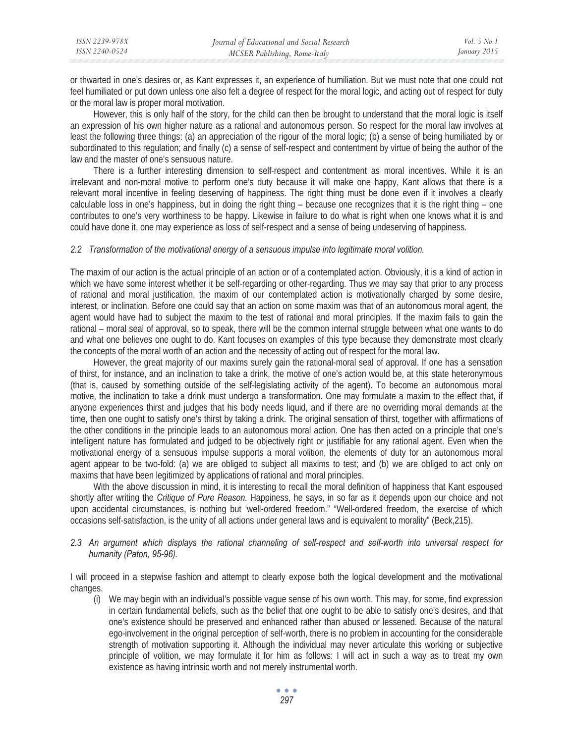or thwarted in one's desires or, as Kant expresses it, an experience of humiliation. But we must note that one could not feel humiliated or put down unless one also felt a degree of respect for the moral logic, and acting out of respect for duty or the moral law is proper moral motivation.

However, this is only half of the story, for the child can then be brought to understand that the moral logic is itself an expression of his own higher nature as a rational and autonomous person. So respect for the moral law involves at least the following three things: (a) an appreciation of the rigour of the moral logic; (b) a sense of being humiliated by or subordinated to this regulation; and finally (c) a sense of self-respect and contentment by virtue of being the author of the law and the master of one's sensuous nature.

There is a further interesting dimension to self-respect and contentment as moral incentives. While it is an irrelevant and non-moral motive to perform one's duty because it will make one happy, Kant allows that there is a relevant moral incentive in feeling deserving of happiness. The right thing must be done even if it involves a clearly calculable loss in one's happiness, but in doing the right thing – because one recognizes that it is the right thing – one contributes to one's very worthiness to be happy. Likewise in failure to do what is right when one knows what it is and could have done it, one may experience as loss of self-respect and a sense of being undeserving of happiness.

### *2.2 Transformation of the motivational energy of a sensuous impulse into legitimate moral volition.*

The maxim of our action is the actual principle of an action or of a contemplated action. Obviously, it is a kind of action in which we have some interest whether it be self-regarding or other-regarding. Thus we may say that prior to any process of rational and moral justification, the maxim of our contemplated action is motivationally charged by some desire, interest, or inclination. Before one could say that an action on some maxim was that of an autonomous moral agent, the agent would have had to subject the maxim to the test of rational and moral principles. If the maxim fails to gain the rational – moral seal of approval, so to speak, there will be the common internal struggle between what one wants to do and what one believes one ought to do. Kant focuses on examples of this type because they demonstrate most clearly the concepts of the moral worth of an action and the necessity of acting out of respect for the moral law.

However, the great majority of our maxims surely gain the rational-moral seal of approval. If one has a sensation of thirst, for instance, and an inclination to take a drink, the motive of one's action would be, at this state heteronymous (that is, caused by something outside of the self-legislating activity of the agent). To become an autonomous moral motive, the inclination to take a drink must undergo a transformation. One may formulate a maxim to the effect that, if anyone experiences thirst and judges that his body needs liquid, and if there are no overriding moral demands at the time, then one ought to satisfy one's thirst by taking a drink. The original sensation of thirst, together with affirmations of the other conditions in the principle leads to an autonomous moral action. One has then acted on a principle that one's intelligent nature has formulated and judged to be objectively right or justifiable for any rational agent. Even when the motivational energy of a sensuous impulse supports a moral volition, the elements of duty for an autonomous moral agent appear to be two-fold: (a) we are obliged to subject all maxims to test; and (b) we are obliged to act only on maxims that have been legitimized by applications of rational and moral principles.

With the above discussion in mind, it is interesting to recall the moral definition of happiness that Kant espoused shortly after writing the *Critique of Pure Reason.* Happiness, he says, in so far as it depends upon our choice and not upon accidental circumstances, is nothing but 'well-ordered freedom." "Well-ordered freedom, the exercise of which occasions self-satisfaction, is the unity of all actions under general laws and is equivalent to morality" (Beck,215).

### *2.3 An argument which displays the rational channeling of self-respect and self-worth into universal respect for humanity (Paton, 95-96).*

I will proceed in a stepwise fashion and attempt to clearly expose both the logical development and the motivational changes.

(i) We may begin with an individual's possible vague sense of his own worth. This may, for some, find expression in certain fundamental beliefs, such as the belief that one ought to be able to satisfy one's desires, and that one's existence should be preserved and enhanced rather than abused or lessened. Because of the natural ego-involvement in the original perception of self-worth, there is no problem in accounting for the considerable strength of motivation supporting it. Although the individual may never articulate this working or subjective principle of volition, we may formulate it for him as follows: I will act in such a way as to treat my own existence as having intrinsic worth and not merely instrumental worth.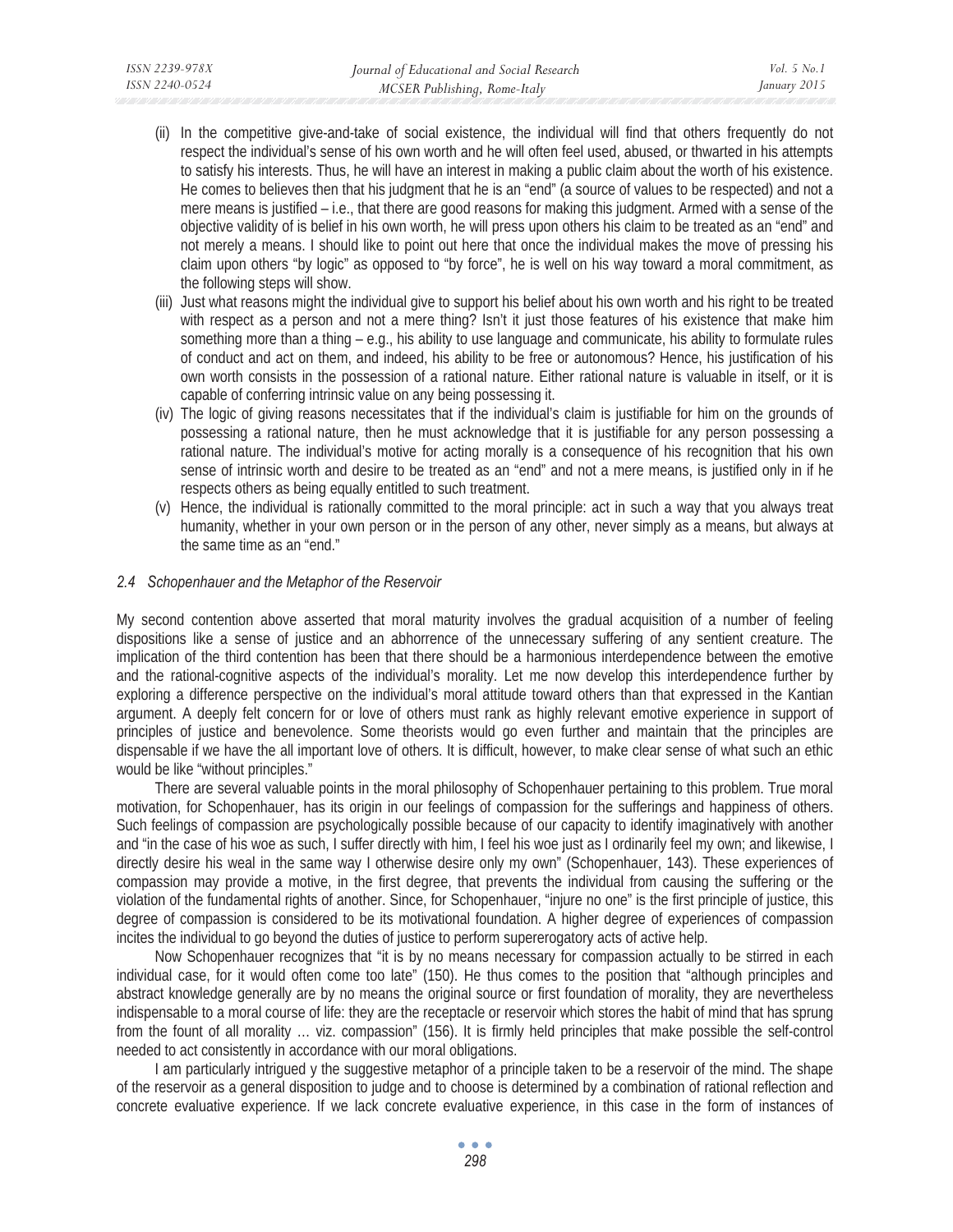(ii) In the competitive give-and-take of social existence, the individual will find that others frequently do not respect the individual's sense of his own worth and he will often feel used, abused, or thwarted in his attempts to satisfy his interests. Thus, he will have an interest in making a public claim about the worth of his existence. He comes to believes then that his judgment that he is an "end" (a source of values to be respected) and not a mere means is justified – i.e., that there are good reasons for making this judgment. Armed with a sense of the objective validity of is belief in his own worth, he will press upon others his claim to be treated as an "end" and not merely a means. I should like to point out here that once the individual makes the move of pressing his claim upon others "by logic" as opposed to "by force", he is well on his way toward a moral commitment, as the following steps will show.

(iii) Just what reasons might the individual give to support his belief about his own worth and his right to be treated with respect as a person and not a mere thing? Isn't it just those features of his existence that make him something more than a thing – e.g., his ability to use language and communicate, his ability to formulate rules of conduct and act on them, and indeed, his ability to be free or autonomous? Hence, his justification of his own worth consists in the possession of a rational nature. Either rational nature is valuable in itself, or it is capable of conferring intrinsic value on any being possessing it.

(iv) The logic of giving reasons necessitates that if the individual's claim is justifiable for him on the grounds of possessing a rational nature, then he must acknowledge that it is justifiable for any person possessing a rational nature. The individual's motive for acting morally is a consequence of his recognition that his own sense of intrinsic worth and desire to be treated as an "end" and not a mere means, is justified only in if he respects others as being equally entitled to such treatment.

(v) Hence, the individual is rationally committed to the moral principle: act in such a way that you always treat humanity, whether in your own person or in the person of any other, never simply as a means, but always at the same time as an "end."

### *2.4 Schopenhauer and the Metaphor of the Reservoir*

My second contention above asserted that moral maturity involves the gradual acquisition of a number of feeling dispositions like a sense of justice and an abhorrence of the unnecessary suffering of any sentient creature. The implication of the third contention has been that there should be a harmonious interdependence between the emotive and the rational-cognitive aspects of the individual's morality. Let me now develop this interdependence further by exploring a difference perspective on the individual's moral attitude toward others than that expressed in the Kantian argument. A deeply felt concern for or love of others must rank as highly relevant emotive experience in support of principles of justice and benevolence. Some theorists would go even further and maintain that the principles are dispensable if we have the all important love of others. It is difficult, however, to make clear sense of what such an ethic would be like "without principles."

There are several valuable points in the moral philosophy of Schopenhauer pertaining to this problem. True moral motivation, for Schopenhauer, has its origin in our feelings of compassion for the sufferings and happiness of others. Such feelings of compassion are psychologically possible because of our capacity to identify imaginatively with another and "in the case of his woe as such, I suffer directly with him, I feel his woe just as I ordinarily feel my own; and likewise, I directly desire his weal in the same way I otherwise desire only my own" (Schopenhauer, 143). These experiences of compassion may provide a motive, in the first degree, that prevents the individual from causing the suffering or the violation of the fundamental rights of another. Since, for Schopenhauer, "injure no one" is the first principle of justice, this degree of compassion is considered to be its motivational foundation. A higher degree of experiences of compassion incites the individual to go beyond the duties of justice to perform supererogatory acts of active help.

Now Schopenhauer recognizes that "it is by no means necessary for compassion actually to be stirred in each individual case, for it would often come too late" (150). He thus comes to the position that "although principles and abstract knowledge generally are by no means the original source or first foundation of morality, they are nevertheless indispensable to a moral course of life: they are the receptacle or reservoir which stores the habit of mind that has sprung from the fount of all morality … viz. compassion" (156). It is firmly held principles that make possible the self-control needed to act consistently in accordance with our moral obligations.

I am particularly intrigued y the suggestive metaphor of a principle taken to be a reservoir of the mind. The shape of the reservoir as a general disposition to judge and to choose is determined by a combination of rational reflection and concrete evaluative experience. If we lack concrete evaluative experience, in this case in the form of instances of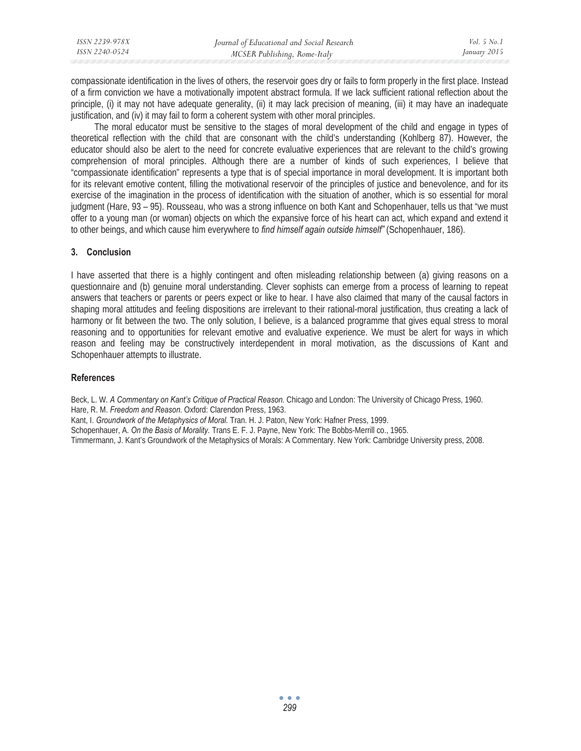compassionate identification in the lives of others, the reservoir goes dry or fails to form properly in the first place. Instead of a firm conviction we have a motivationally impotent abstract formula. If we lack sufficient rational reflection about the principle, (i) it may not have adequate generality, (ii) it may lack precision of meaning, (iii) it may have an inadequate justification, and (iv) it may fail to form a coherent system with other moral principles.

The moral educator must be sensitive to the stages of moral development of the child and engage in types of theoretical reflection with the child that are consonant with the child's understanding (Kohlberg 87). However, the educator should also be alert to the need for concrete evaluative experiences that are relevant to the child's growing comprehension of moral principles. Although there are a number of kinds of such experiences, I believe that "compassionate identification" represents a type that is of special importance in moral development. It is important both for its relevant emotive content, filling the motivational reservoir of the principles of justice and benevolence, and for its exercise of the imagination in the process of identification with the situation of another, which is so essential for moral judgment (Hare, 93 – 95). Rousseau, who was a strong influence on both Kant and Schopenhauer, tells us that "we must offer to a young man (or woman) objects on which the expansive force of his heart can act, which expand and extend it to other beings, and which cause him everywhere to *find himself again outside himself"* (Schopenhauer, 186).

## 3. Conclusion

I have asserted that there is a highly contingent and often misleading relationship between (a) giving reasons on a questionnaire and (b) genuine moral understanding. Clever sophists can emerge from a process of learning to repeat answers that teachers or parents or peers expect or like to hear. I have also claimed that many of the causal factors in shaping moral attitudes and feeling dispositions are irrelevant to their rational-moral justification, thus creating a lack of harmony or fit between the two. The only solution, I believe, is a balanced programme that gives equal stress to moral reasoning and to opportunities for relevant emotive and evaluative experience. We must be alert for ways in which reason and feeling may be constructively interdependent in moral motivation, as the discussions of Kant and Schopenhauer attempts to illustrate.

## References

Beck, L. W. *A Commentary on Kant's Critique of Practical Reason.* Chicago and London: The University of Chicago Press, 1960.

Hare, R. M. *Freedom and Reason.* Oxford: Clarendon Press, 1963.

Kant, I. *Groundwork of the Metaphysics of Moral.* Tran. H. J. Paton, New York: Hafner Press, 1999.

Schopenhauer, A. *On the Basis of Morality.* Trans E. F. J. Payne, New York: The Bobbs-Merrill co., 1965.

Timmermann, J. Kant's Groundwork of the Metaphysics of Morals: A Commentary. New York: Cambridge University press, 2008.